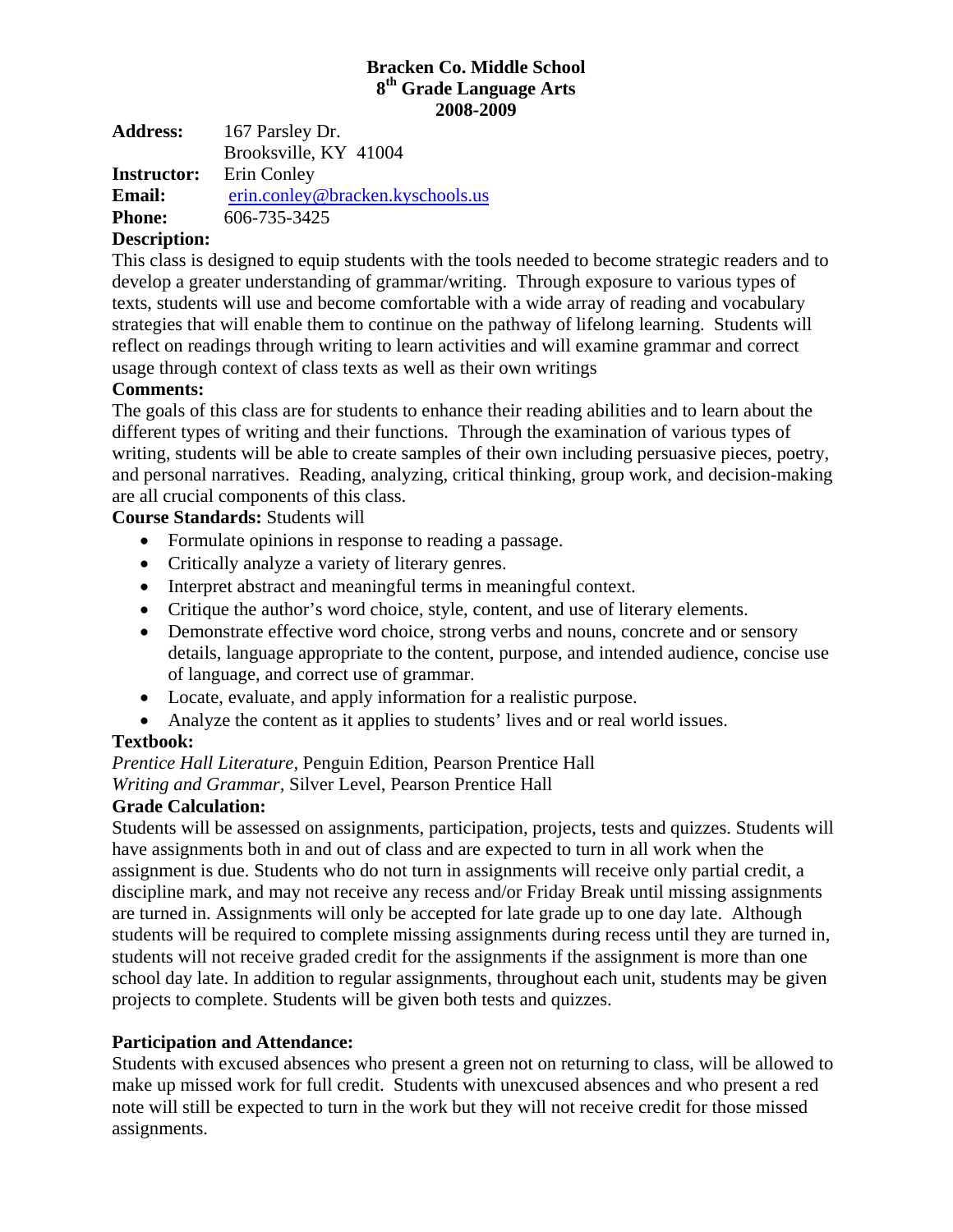**Bracken Co. Middle School**
**8th Grade Language Arts**
**2008-2009**

**Address:** 167 Parsley Dr.
Brooksville, KY 41004
**Instructor:** Erin Conley
**Email:** erin.conley@bracken.kyschools.us
**Phone:** 606-735-3425

**Description:**

This class is designed to equip students with the tools needed to become strategic readers and to develop a greater understanding of grammar/writing. Through exposure to various types of texts, students will use and become comfortable with a wide array of reading and vocabulary strategies that will enable them to continue on the pathway of lifelong learning. Students will reflect on readings through writing to learn activities and will examine grammar and correct usage through context of class texts as well as their own writings

**Comments:**

The goals of this class are for students to enhance their reading abilities and to learn about the different types of writing and their functions. Through the examination of various types of writing, students will be able to create samples of their own including persuasive pieces, poetry, and personal narratives. Reading, analyzing, critical thinking, group work, and decision-making are all crucial components of this class.

**Course Standards:** Students will

- Formulate opinions in response to reading a passage.
- Critically analyze a variety of literary genres.
- Interpret abstract and meaningful terms in meaningful context.
- Critique the author's word choice, style, content, and use of literary elements.
- Demonstrate effective word choice, strong verbs and nouns, concrete and or sensory details, language appropriate to the content, purpose, and intended audience, concise use of language, and correct use of grammar.
- Locate, evaluate, and apply information for a realistic purpose.
- Analyze the content as it applies to students' lives and or real world issues.

**Textbook:**

*Prentice Hall Literature*, Penguin Edition, Pearson Prentice Hall
*Writing and Grammar*, Silver Level, Pearson Prentice Hall

**Grade Calculation:**

Students will be assessed on assignments, participation, projects, tests and quizzes. Students will have assignments both in and out of class and are expected to turn in all work when the assignment is due. Students who do not turn in assignments will receive only partial credit, a discipline mark, and may not receive any recess and/or Friday Break until missing assignments are turned in. Assignments will only be accepted for late grade up to one day late. Although students will be required to complete missing assignments during recess until they are turned in, students will not receive graded credit for the assignments if the assignment is more than one school day late. In addition to regular assignments, throughout each unit, students may be given projects to complete. Students will be given both tests and quizzes.

**Participation and Attendance:**

Students with excused absences who present a green not on returning to class, will be allowed to make up missed work for full credit. Students with unexcused absences and who present a red note will still be expected to turn in the work but they will not receive credit for those missed assignments.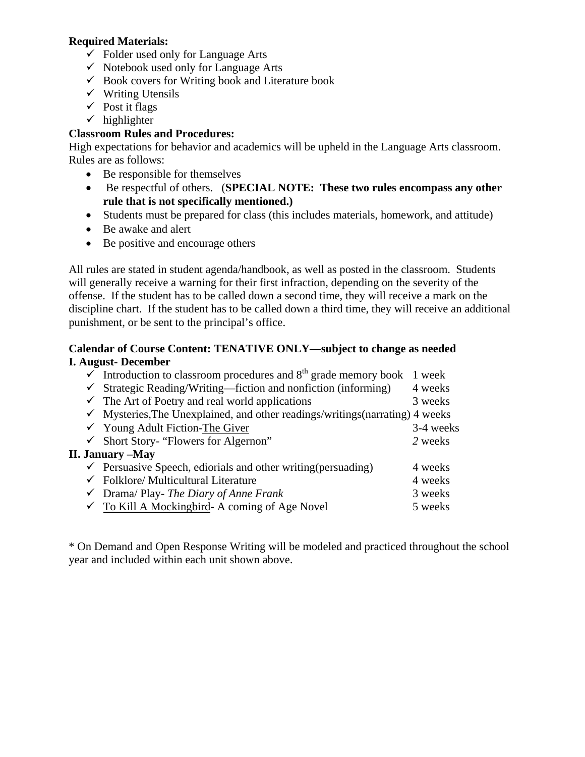**Required Materials:**

- ✓ Folder used only for Language Arts
- ✓ Notebook used only for Language Arts
- ✓ Book covers for Writing book and Literature book
- ✓ Writing Utensils
- ✓ Post it flags
- ✓ highlighter

**Classroom Rules and Procedures:**

High expectations for behavior and academics will be upheld in the Language Arts classroom. Rules are as follows:

- Be responsible for themselves
- Be respectful of others. (**SPECIAL NOTE: These two rules encompass any other rule that is not specifically mentioned.)**
- Students must be prepared for class (this includes materials, homework, and attitude)
- Be awake and alert
- Be positive and encourage others

All rules are stated in student agenda/handbook, as well as posted in the classroom. Students will generally receive a warning for their first infraction, depending on the severity of the offense. If the student has to be called down a second time, they will receive a mark on the discipline chart. If the student has to be called down a third time, they will receive an additional punishment, or be sent to the principal's office.

**Calendar of Course Content: TENATIVE ONLY—subject to change as needed**

**I. August- December**

- ✓ Introduction to classroom procedures and 8th grade memory book 1 week
- ✓ Strategic Reading/Writing—fiction and nonfiction (informing) 4 weeks
- ✓ The Art of Poetry and real world applications 3 weeks
- ✓ Mysteries,The Unexplained, and other readings/writings(narrating) 4 weeks
- ✓ Young Adult Fiction-The Giver 3-4 weeks
- ✓ Short Story- "Flowers for Algernon" *2* weeks

**II. January –May**

- ✓ Persuasive Speech, ediorials and other writing(persuading) 4 weeks
- ✓ Folklore/ Multicultural Literature 4 weeks
- ✓ Drama/ Play- *The Diary of Anne Frank* 3 weeks
- ✓ To Kill A Mockingbird- A coming of Age Novel 5 weeks

* On Demand and Open Response Writing will be modeled and practiced throughout the school year and included within each unit shown above.